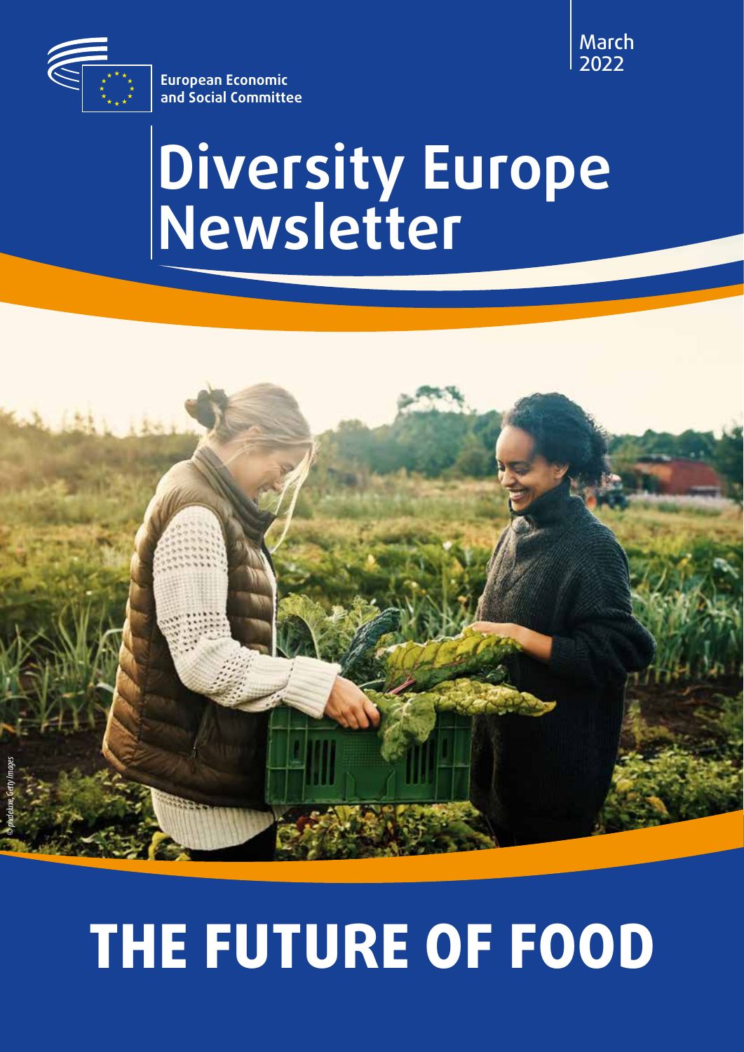European Economic and Social Committee

March 2022

# Diversity Europe Newsletter

© pixdeluxe, Getty Images

# THE FUTURE OF FOOD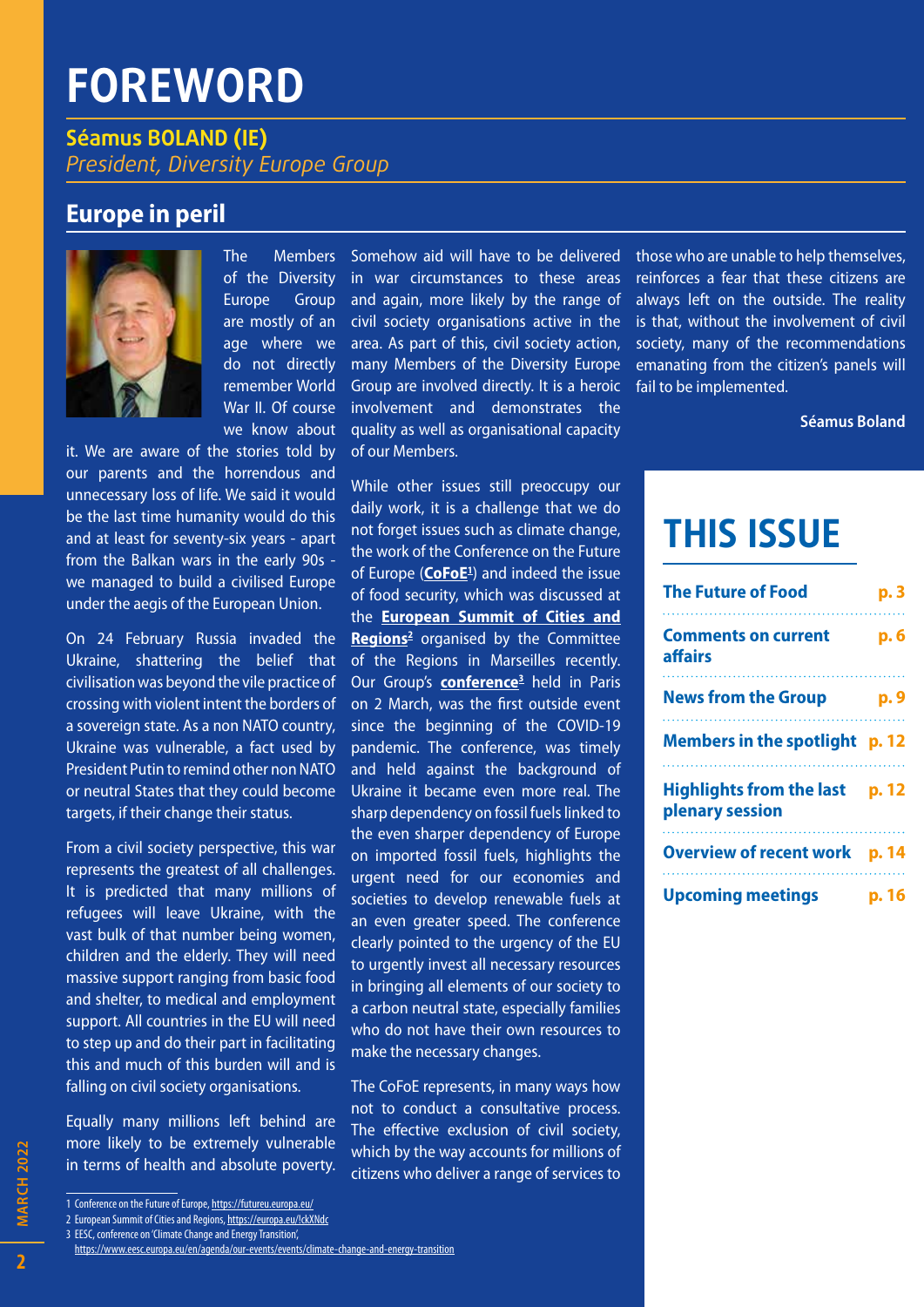# FOREWORD

**Séamus BOLAND (IE)**
*President, Diversity Europe Group*

## Europe in peril

The Members of the Diversity Europe Group are mostly of an age where we do not directly remember World War II. Of course we know about it. We are aware of the stories told by our parents and the horrendous and unnecessary loss of life. We said it would be the last time humanity would do this and at least for seventy-six years - apart from the Balkan wars in the early 90s - we managed to build a civilised Europe under the aegis of the European Union.

On 24 February Russia invaded the Ukraine, shattering the belief that civilisation was beyond the vile practice of crossing with violent intent the borders of a sovereign state. As a non NATO country, Ukraine was vulnerable, a fact used by President Putin to remind other non NATO or neutral States that they could become targets, if their change their status.

From a civil society perspective, this war represents the greatest of all challenges. It is predicted that many millions of refugees will leave Ukraine, with the vast bulk of that number being women, children and the elderly. They will need massive support ranging from basic food and shelter, to medical and employment support. All countries in the EU will need to step up and do their part in facilitating this and much of this burden will and is falling on civil society organisations.

Equally many millions left behind are more likely to be extremely vulnerable in terms of health and absolute poverty. Somehow aid will have to be delivered in war circumstances to these areas and again, more likely by the range of civil society organisations active in the area. As part of this, civil society action, many Members of the Diversity Europe Group are involved directly. It is a heroic involvement and demonstrates the quality as well as organisational capacity of our Members.

While other issues still preoccupy our daily work, it is a challenge that we do not forget issues such as climate change, the work of the Conference on the Future of Europe (**CoFoE**[1]) and indeed the issue of food security, which was discussed at the **European Summit of Cities and Regions**[2] organised by the Committee of the Regions in Marseilles recently. Our Group's **conference**[3] held in Paris on 2 March, was the first outside event since the beginning of the COVID-19 pandemic. The conference, was timely and held against the background of Ukraine it became even more real. The sharp dependency on fossil fuels linked to the even sharper dependency of Europe on imported fossil fuels, highlights the urgent need for our economies and societies to develop renewable fuels at an even greater speed. The conference clearly pointed to the urgency of the EU to urgently invest all necessary resources in bringing all elements of our society to a carbon neutral state, especially families who do not have their own resources to make the necessary changes.

The CoFoE represents, in many ways how not to conduct a consultative process. The effective exclusion of civil society, which by the way accounts for millions of citizens who deliver a range of services to those who are unable to help themselves, reinforces a fear that these citizens are always left on the outside. The reality is that, without the involvement of civil society, many of the recommendations emanating from the citizen's panels will fail to be implemented.

**Séamus Boland**

1 Conference on the Future of Europe, https://futureu.europa.eu/
2 European Summit of Cities and Regions, https://europa.eu/!ckXNdc
3 EESC, conference on 'Climate Change and Energy Transition', https://www.eesc.europa.eu/en/agenda/our-events/events/climate-change-and-energy-transition

# THIS ISSUE

| | |
|---|---|
| **The Future of Food** | **p. 3** |
| **Comments on current affairs** | **p. 6** |
| **News from the Group** | **p. 9** |
| **Members in the spotlight** | **p. 12** |
| **Highlights from the last plenary session** | **p. 12** |
| **Overview of recent work** | **p. 14** |
| **Upcoming meetings** | **p. 16** |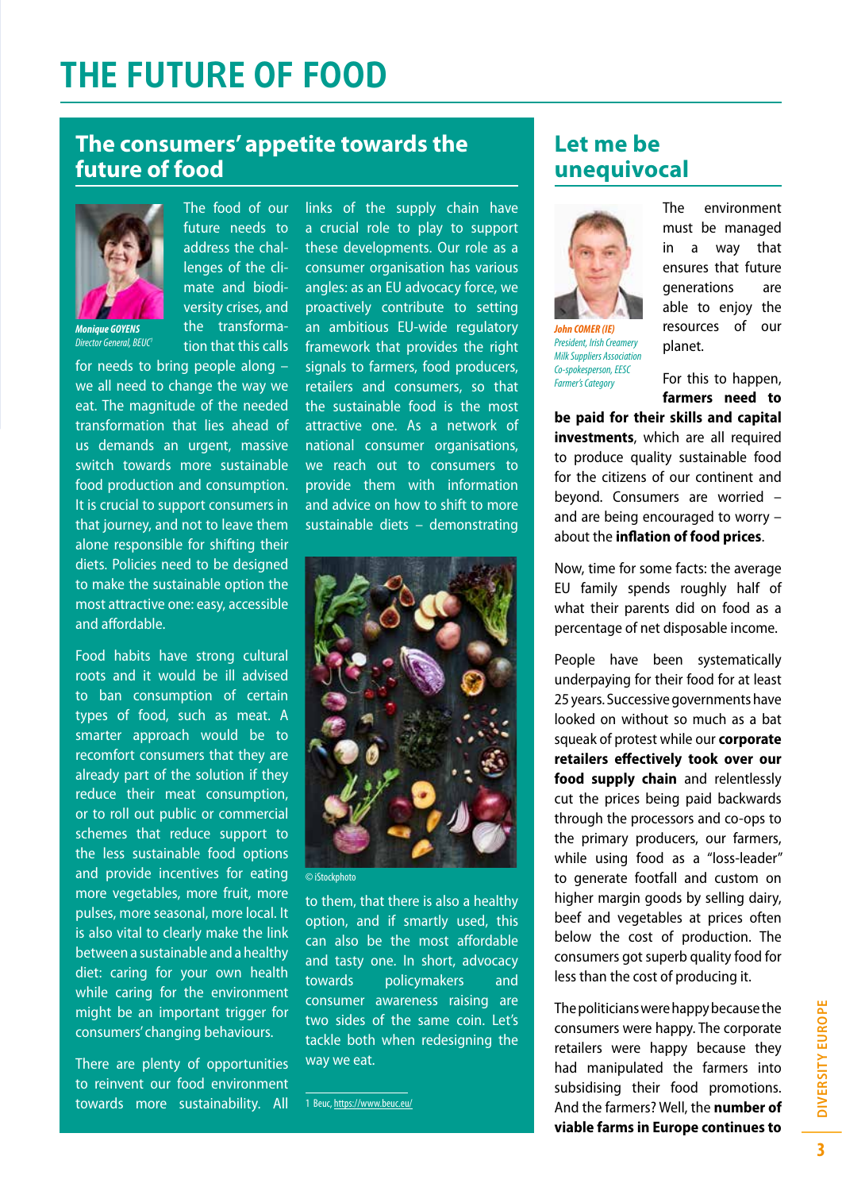# THE FUTURE OF FOOD

## The consumers' appetite towards the future of food

*Monique GOYENS*
*Director General, BEUC[1]*

The food of our future needs to address the challenges of the climate and biodiversity crises, and the transformation that this calls for needs to bring people along – we all need to change the way we eat. The magnitude of the needed transformation that lies ahead of us demands an urgent, massive switch towards more sustainable food production and consumption. It is crucial to support consumers in that journey, and not to leave them alone responsible for shifting their diets. Policies need to be designed to make the sustainable option the most attractive one: easy, accessible and affordable.

Food habits have strong cultural roots and it would be ill advised to ban consumption of certain types of food, such as meat. A smarter approach would be to recomfort consumers that they are already part of the solution if they reduce their meat consumption, or to roll out public or commercial schemes that reduce support to the less sustainable food options and provide incentives for eating more vegetables, more fruit, more pulses, more seasonal, more local. It is also vital to clearly make the link between a sustainable and a healthy diet: caring for your own health while caring for the environment might be an important trigger for consumers' changing behaviours.

There are plenty of opportunities to reinvent our food environment towards more sustainability. All links of the supply chain have a crucial role to play to support these developments. Our role as a consumer organisation has various angles: as an EU advocacy force, we proactively contribute to setting an ambitious EU-wide regulatory framework that provides the right signals to farmers, food producers, retailers and consumers, so that the sustainable food is the most attractive one. As a network of national consumer organisations, we reach out to consumers to provide them with information and advice on how to shift to more sustainable diets – demonstrating to them, that there is also a healthy option, and if smartly used, this can also be the most affordable and tasty one. In short, advocacy towards policymakers and consumer awareness raising are two sides of the same coin. Let's tackle both when redesigning the way we eat.

© iStockphoto

1 Beuc, https://www.beuc.eu/

## Let me be unequivocal

*John COMER (IE)*
*President, Irish Creamery Milk Suppliers Association*
*Co-spokesperson, EESC Farmer's Category*

The environment must be managed in a way that ensures that future generations are able to enjoy the resources of our planet.

For this to happen, **farmers need to be paid for their skills and capital investments**, which are all required to produce quality sustainable food for the citizens of our continent and beyond. Consumers are worried – and are being encouraged to worry – about the **inflation of food prices**.

Now, time for some facts: the average EU family spends roughly half of what their parents did on food as a percentage of net disposable income.

People have been systematically underpaying for their food for at least 25 years. Successive governments have looked on without so much as a bat squeak of protest while our **corporate retailers effectively took over our food supply chain** and relentlessly cut the prices being paid backwards through the processors and co-ops to the primary producers, our farmers, while using food as a "loss-leader" to generate footfall and custom on higher margin goods by selling dairy, beef and vegetables at prices often below the cost of production. The consumers got superb quality food for less than the cost of producing it.

The politicians were happy because the consumers were happy. The corporate retailers were happy because they had manipulated the farmers into subsidising their food promotions. And the farmers? Well, the **number of viable farms in Europe continues to**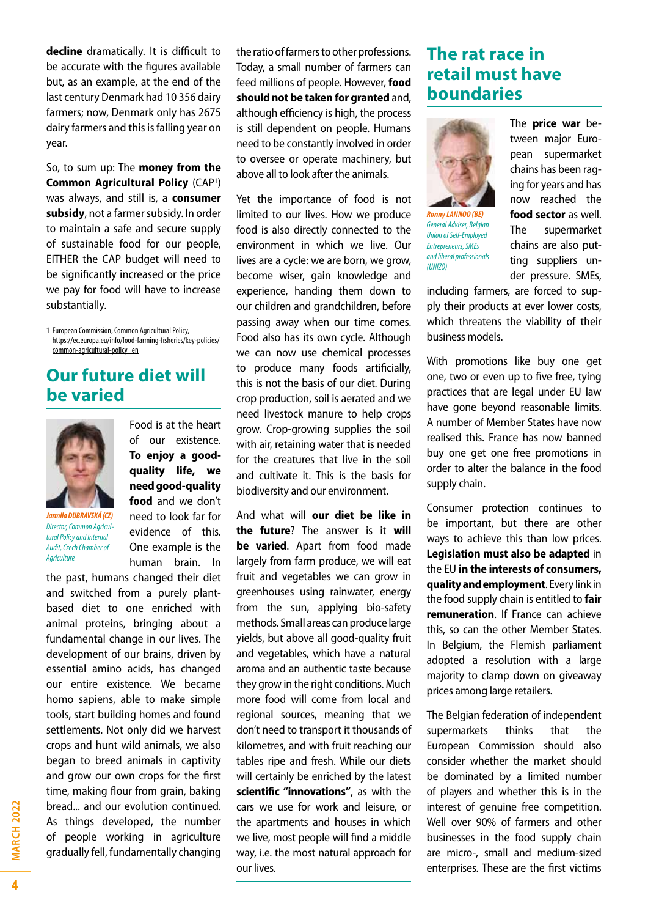**decline** dramatically. It is difficult to be accurate with the figures available but, as an example, at the end of the last century Denmark had 10 356 dairy farmers; now, Denmark only has 2675 dairy farmers and this is falling year on year.

So, to sum up: The **money from the Common Agricultural Policy** (CAP[1]) was always, and still is, a **consumer subsidy**, not a farmer subsidy. In order to maintain a safe and secure supply of sustainable food for our people, EITHER the CAP budget will need to be significantly increased or the price we pay for food will have to increase substantially.

1 European Commission, Common Agricultural Policy, https://ec.europa.eu/info/food-farming-fisheries/key-policies/common-agricultural-policy_en

## Our future diet will be varied

*Jarmila DUBRAVSKÁ (CZ)*
*Director, Common Agricultural Policy and Internal Audit, Czech Chamber of Agriculture*

Food is at the heart of our existence. **To enjoy a good-quality life, we need good-quality food** and we don't need to look far for evidence of this. One example is the human brain. In the past, humans changed their diet and switched from a purely plant-based diet to one enriched with animal proteins, bringing about a fundamental change in our lives. The development of our brains, driven by essential amino acids, has changed our entire existence. We became homo sapiens, able to make simple tools, start building homes and found settlements. Not only did we harvest crops and hunt wild animals, we also began to breed animals in captivity and grow our own crops for the first time, making flour from grain, baking bread... and our evolution continued. As things developed, the number of people working in agriculture gradually fell, fundamentally changing the ratio of farmers to other professions. Today, a small number of farmers can feed millions of people. However, **food should not be taken for granted** and, although efficiency is high, the process is still dependent on people. Humans need to be constantly involved in order to oversee or operate machinery, but above all to look after the animals.

Yet the importance of food is not limited to our lives. How we produce food is also directly connected to the environment in which we live. Our lives are a cycle: we are born, we grow, become wiser, gain knowledge and experience, handing them down to our children and grandchildren, before passing away when our time comes. Food also has its own cycle. Although we can now use chemical processes to produce many foods artificially, this is not the basis of our diet. During crop production, soil is aerated and we need livestock manure to help crops grow. Crop-growing supplies the soil with air, retaining water that is needed for the creatures that live in the soil and cultivate it. This is the basis for biodiversity and our environment.

And what will **our diet be like in the future**? The answer is it **will be varied**. Apart from food made largely from farm produce, we will eat fruit and vegetables we can grow in greenhouses using rainwater, energy from the sun, applying bio-safety methods. Small areas can produce large yields, but above all good-quality fruit and vegetables, which have a natural aroma and an authentic taste because they grow in the right conditions. Much more food will come from local and regional sources, meaning that we don't need to transport it thousands of kilometres, and with fruit reaching our tables ripe and fresh. While our diets will certainly be enriched by the latest **scientific "innovations"**, as with the cars we use for work and leisure, or the apartments and houses in which we live, most people will find a middle way, i.e. the most natural approach for our lives.

## The rat race in retail must have boundaries

*Ronny LANNOO (BE)*
*General Adviser, Belgian Union of Self-Employed Entrepreneurs, SMEs and liberal professionals (UNIZO)*

The **price war** between major European supermarket chains has been raging for years and has now reached the **food sector** as well. The supermarket chains are also putting suppliers under pressure. SMEs, including farmers, are forced to supply their products at ever lower costs, which threatens the viability of their business models.

With promotions like buy one get one, two or even up to five free, tying practices that are legal under EU law have gone beyond reasonable limits. A number of Member States have now realised this. France has now banned buy one get one free promotions in order to alter the balance in the food supply chain.

Consumer protection continues to be important, but there are other ways to achieve this than low prices. **Legislation must also be adapted** in the EU **in the interests of consumers, quality and employment**. Every link in the food supply chain is entitled to **fair remuneration**. If France can achieve this, so can the other Member States. In Belgium, the Flemish parliament adopted a resolution with a large majority to clamp down on giveaway prices among large retailers.

The Belgian federation of independent supermarkets thinks that the European Commission should also consider whether the market should be dominated by a limited number of players and whether this is in the interest of genuine free competition. Well over 90% of farmers and other businesses in the food supply chain are micro-, small and medium-sized enterprises. These are the first victims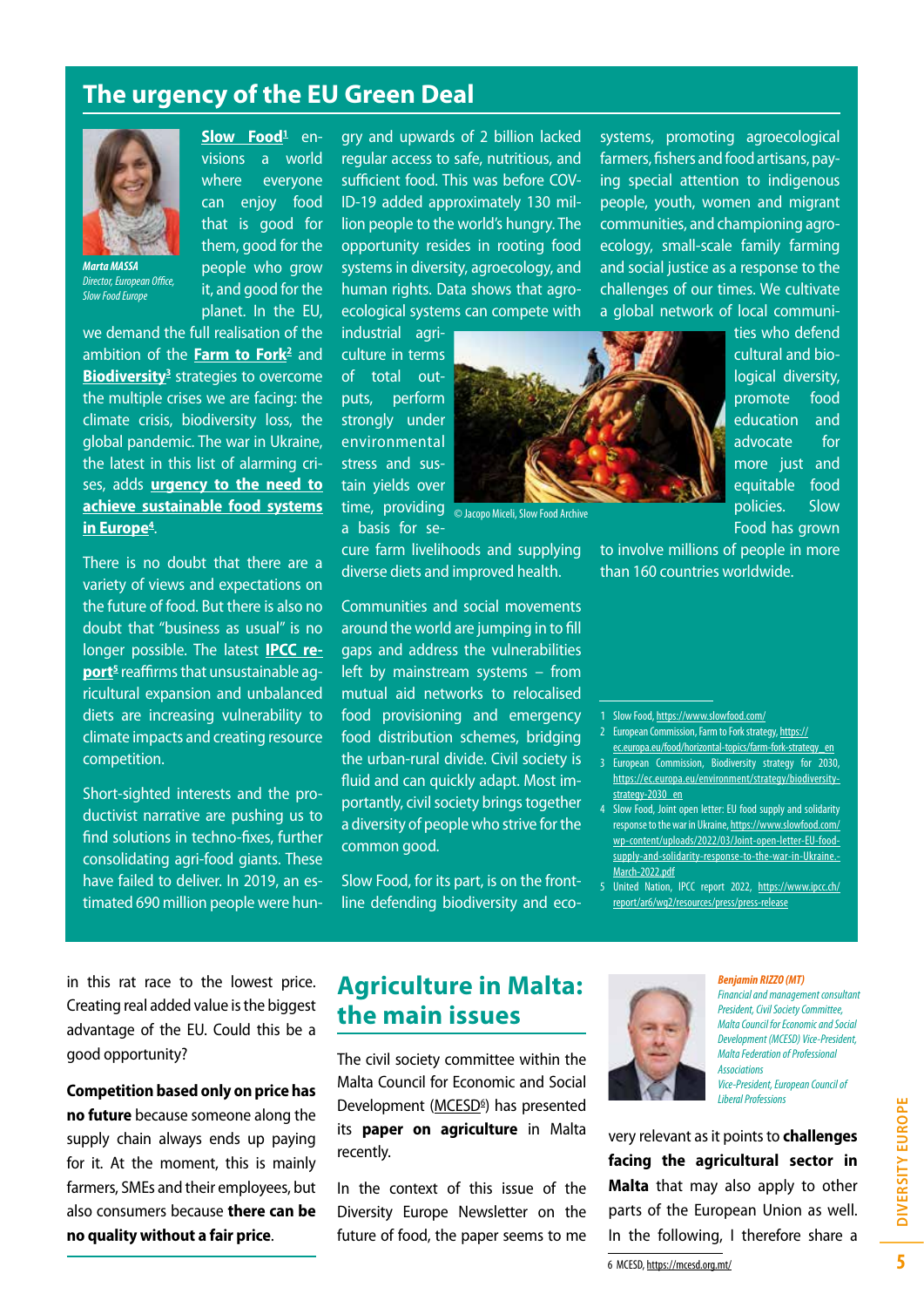## The urgency of the EU Green Deal

*Marta MASSA*
*Director, European Office, Slow Food Europe*

**Slow Food**[1] envisions a world where everyone can enjoy food that is good for them, good for the people who grow it, and good for the planet. In the EU, we demand the full realisation of the ambition of the **Farm to Fork**[2] and **Biodiversity**[3] strategies to overcome the multiple crises we are facing: the climate crisis, biodiversity loss, the global pandemic. The war in Ukraine, the latest in this list of alarming crises, adds **urgency to the need to achieve sustainable food systems in Europe**[4].

There is no doubt that there are a variety of views and expectations on the future of food. But there is also no doubt that "business as usual" is no longer possible. The latest **IPCC report**[5] reaffirms that unsustainable agricultural expansion and unbalanced diets are increasing vulnerability to climate impacts and creating resource competition.

Short-sighted interests and the productivist narrative are pushing us to find solutions in techno-fixes, further consolidating agri-food giants. These have failed to deliver. In 2019, an estimated 690 million people were hungry and upwards of 2 billion lacked regular access to safe, nutritious, and sufficient food. This was before COVID-19 added approximately 130 million people to the world's hungry. The opportunity resides in rooting food systems in diversity, agroecology, and human rights. Data shows that agroecological systems can compete with industrial agriculture in terms of total outputs, perform strongly under environmental stress and sustain yields over time, providing a basis for secure farm livelihoods and supplying diverse diets and improved health.

© Jacopo Miceli, Slow Food Archive

Communities and social movements around the world are jumping in to fill gaps and address the vulnerabilities left by mainstream systems – from mutual aid networks to relocalised food provisioning and emergency food distribution schemes, bridging the urban-rural divide. Civil society is fluid and can quickly adapt. Most importantly, civil society brings together a diversity of people who strive for the common good.

Slow Food, for its part, is on the frontline defending biodiversity and ecosystems, promoting agroecological farmers, fishers and food artisans, paying special attention to indigenous people, youth, women and migrant communities, and championing agroecology, small-scale family farming and social justice as a response to the challenges of our times. We cultivate a global network of local communities who defend cultural and biological diversity, promote food education and advocate for more just and equitable food policies. Slow Food has grown to involve millions of people in more than 160 countries worldwide.

1 Slow Food, https://www.slowfood.com/
2 European Commission, Farm to Fork strategy, https://ec.europa.eu/food/horizontal-topics/farm-fork-strategy_en
3 European Commission, Biodiversity strategy for 2030, https://ec.europa.eu/environment/strategy/biodiversity-strategy-2030_en
4 Slow Food, Joint open letter: EU food supply and solidarity response to the war in Ukraine, https://www.slowfood.com/wp-content/uploads/2022/03/Joint-open-letter-EU-food-supply-and-solidarity-response-to-the-war-in-Ukraine.-March-2022.pdf
5 United Nation, IPCC report 2022, https://www.ipcc.ch/report/ar6/wg2/resources/press/press-release

in this rat race to the lowest price. Creating real added value is the biggest advantage of the EU. Could this be a good opportunity?

**Competition based only on price has no future** because someone along the supply chain always ends up paying for it. At the moment, this is mainly farmers, SMEs and their employees, but also consumers because **there can be no quality without a fair price**.

## Agriculture in Malta: the main issues

*Benjamin RIZZO (MT)*
*Financial and management consultant*
*President, Civil Society Committee, Malta Council for Economic and Social Development (MCESD) Vice-President, Malta Federation of Professional Associations*
*Vice-President, European Council of Liberal Professions*

The civil society committee within the Malta Council for Economic and Social Development (MCESD[6]) has presented its **paper on agriculture** in Malta recently.

In the context of this issue of the Diversity Europe Newsletter on the future of food, the paper seems to me very relevant as it points to **challenges facing the agricultural sector in Malta** that may also apply to other parts of the European Union as well. In the following, I therefore share a

6 MCESD, https://mcesd.org.mt/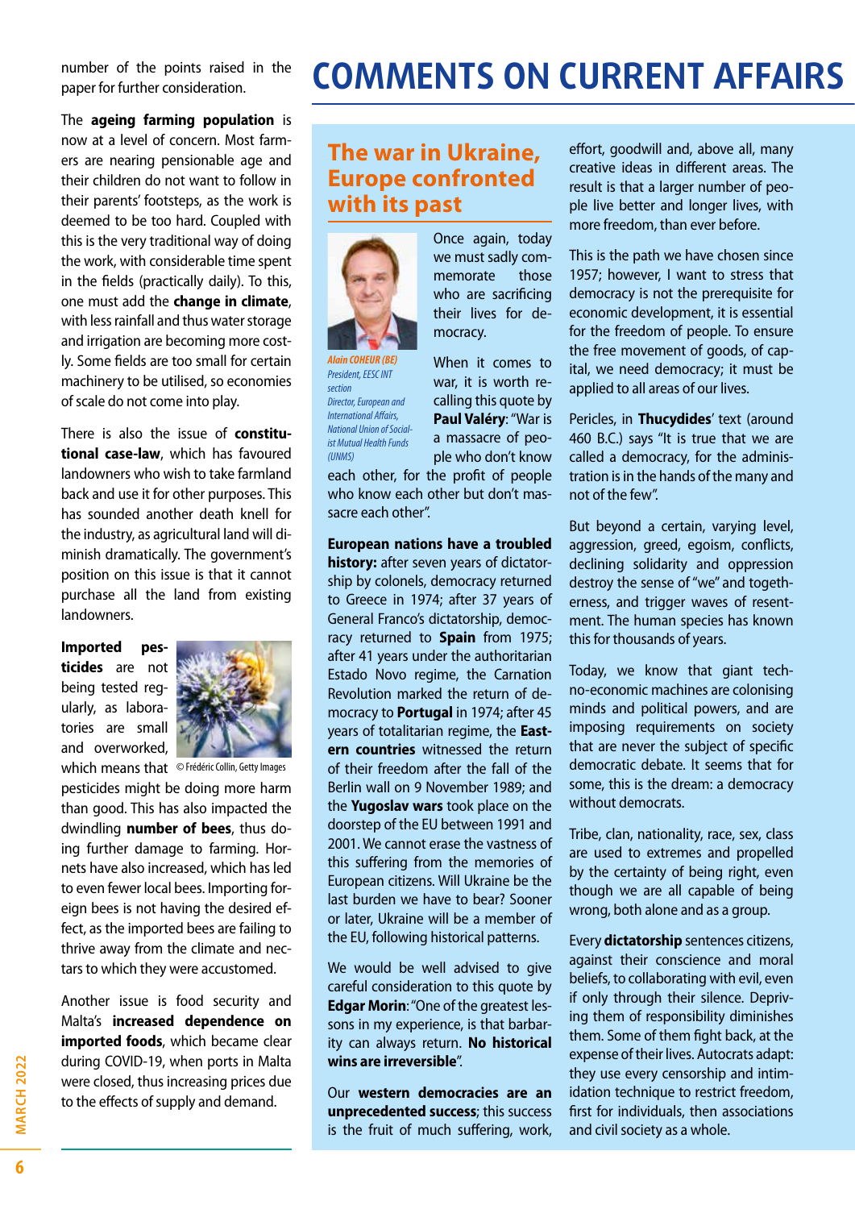number of the points raised in the paper for further consideration.

The **ageing farming population** is now at a level of concern. Most farmers are nearing pensionable age and their children do not want to follow in their parents' footsteps, as the work is deemed to be too hard. Coupled with this is the very traditional way of doing the work, with considerable time spent in the fields (practically daily). To this, one must add the **change in climate**, with less rainfall and thus water storage and irrigation are becoming more costly. Some fields are too small for certain machinery to be utilised, so economies of scale do not come into play.

There is also the issue of **constitutional case-law**, which has favoured landowners who wish to take farmland back and use it for other purposes. This has sounded another death knell for the industry, as agricultural land will diminish dramatically. The government's position on this issue is that it cannot purchase all the land from existing landowners.

**Imported pesticides** are not being tested regularly, as laboratories are small and overworked, which means that pesticides might be doing more harm than good. This has also impacted the dwindling **number of bees**, thus doing further damage to farming. Hornets have also increased, which has led to even fewer local bees. Importing foreign bees is not having the desired effect, as the imported bees are failing to thrive away from the climate and nectars to which they were accustomed.

© Frédéric Collin, Getty Images

Another issue is food security and Malta's **increased dependence on imported foods**, which became clear during COVID-19, when ports in Malta were closed, thus increasing prices due to the effects of supply and demand.

# COMMENTS ON CURRENT AFFAIRS

## The war in Ukraine, Europe confronted with its past

*Alain COHEUR (BE)*
*President, EESC INT section*
*Director, European and International Affairs, National Union of Socialist Mutual Health Funds (UNMS)*

Once again, today we must sadly commemorate those who are sacrificing their lives for democracy.

When it comes to war, it is worth recalling this quote by **Paul Valéry**: "War is a massacre of people who don't know each other, for the profit of people who know each other but don't massacre each other".

**European nations have a troubled history:** after seven years of dictatorship by colonels, democracy returned to Greece in 1974; after 37 years of General Franco's dictatorship, democracy returned to **Spain** from 1975; after 41 years under the authoritarian Estado Novo regime, the Carnation Revolution marked the return of democracy to **Portugal** in 1974; after 45 years of totalitarian regime, the **Eastern countries** witnessed the return of their freedom after the fall of the Berlin wall on 9 November 1989; and the **Yugoslav wars** took place on the doorstep of the EU between 1991 and 2001. We cannot erase the vastness of this suffering from the memories of European citizens. Will Ukraine be the last burden we have to bear? Sooner or later, Ukraine will be a member of the EU, following historical patterns.

We would be well advised to give careful consideration to this quote by **Edgar Morin**: "One of the greatest lessons in my experience, is that barbarity can always return. **No historical wins are irreversible**".

Our **western democracies are an unprecedented success**; this success is the fruit of much suffering, work, effort, goodwill and, above all, many creative ideas in different areas. The result is that a larger number of people live better and longer lives, with more freedom, than ever before.

This is the path we have chosen since 1957; however, I want to stress that democracy is not the prerequisite for economic development, it is essential for the freedom of people. To ensure the free movement of goods, of capital, we need democracy; it must be applied to all areas of our lives.

Pericles, in **Thucydides**' text (around 460 B.C.) says "It is true that we are called a democracy, for the administration is in the hands of the many and not of the few".

But beyond a certain, varying level, aggression, greed, egoism, conflicts, declining solidarity and oppression destroy the sense of "we" and togetherness, and trigger waves of resentment. The human species has known this for thousands of years.

Today, we know that giant techno-economic machines are colonising minds and political powers, and are imposing requirements on society that are never the subject of specific democratic debate. It seems that for some, this is the dream: a democracy without democrats.

Tribe, clan, nationality, race, sex, class are used to extremes and propelled by the certainty of being right, even though we are all capable of being wrong, both alone and as a group.

Every **dictatorship** sentences citizens, against their conscience and moral beliefs, to collaborating with evil, even if only through their silence. Depriving them of responsibility diminishes them. Some of them fight back, at the expense of their lives. Autocrats adapt: they use every censorship and intimidation technique to restrict freedom, first for individuals, then associations and civil society as a whole.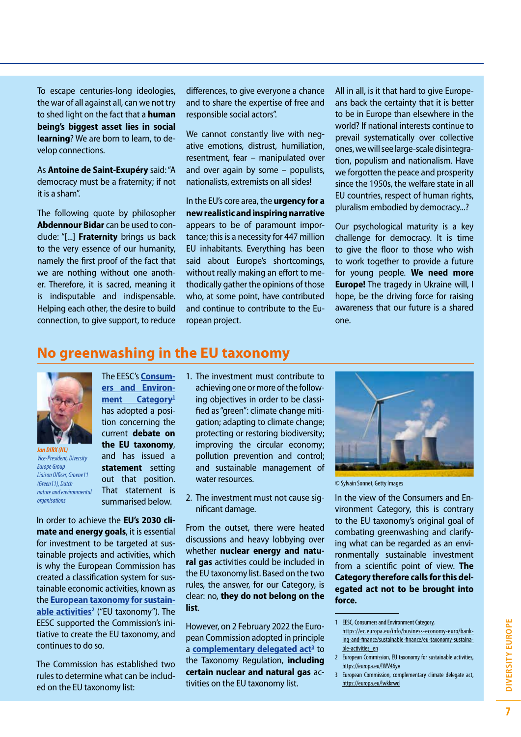To escape centuries-long ideologies, the war of all against all, can we not try to shed light on the fact that a **human being's biggest asset lies in social learning**? We are born to learn, to develop connections.

As **Antoine de Saint-Exupéry** said: "A democracy must be a fraternity; if not it is a sham".

The following quote by philosopher **Abdennour Bidar** can be used to conclude: "[...] **Fraternity** brings us back to the very essence of our humanity, namely the first proof of the fact that we are nothing without one another. Therefore, it is sacred, meaning it is indisputable and indispensable. Helping each other, the desire to build connection, to give support, to reduce differences, to give everyone a chance and to share the expertise of free and responsible social actors".

We cannot constantly live with negative emotions, distrust, humiliation, resentment, fear – manipulated over and over again by some – populists, nationalists, extremists on all sides!

In the EU's core area, the **urgency for a new realistic and inspiring narrative** appears to be of paramount importance; this is a necessity for 447 million EU inhabitants. Everything has been said about Europe's shortcomings, without really making an effort to methodically gather the opinions of those who, at some point, have contributed and continue to contribute to the European project.

All in all, is it that hard to give Europeans back the certainty that it is better to be in Europe than elsewhere in the world? If national interests continue to prevail systematically over collective ones, we will see large-scale disintegration, populism and nationalism. Have we forgotten the peace and prosperity since the 1950s, the welfare state in all EU countries, respect of human rights, pluralism embodied by democracy...?

Our psychological maturity is a key challenge for democracy. It is time to give the floor to those who wish to work together to provide a future for young people. **We need more Europe!** The tragedy in Ukraine will, I hope, be the driving force for raising awareness that our future is a shared one.

## No greenwashing in the EU taxonomy

*Jan DIRX (NL)*
*Vice-President, Diversity Europe Group*
*Liaison Officer, Groene11 (Green11), Dutch nature and environmental organisations*

The EESC's **Consumers and Environment Category**[1] has adopted a position concerning the current **debate on the EU taxonomy**, and has issued a **statement** setting out that position. That statement is summarised below.

In order to achieve the **EU's 2030 climate and energy goals**, it is essential for investment to be targeted at sustainable projects and activities, which is why the European Commission has created a classification system for sustainable economic activities, known as the **European taxonomy for sustainable activities**[2] ("EU taxonomy"). The EESC supported the Commission's initiative to create the EU taxonomy, and continues to do so.

The Commission has established two rules to determine what can be included on the EU taxonomy list:

1. The investment must contribute to achieving one or more of the following objectives in order to be classified as "green": climate change mitigation; adapting to climate change; protecting or restoring biodiversity; improving the circular economy; pollution prevention and control; and sustainable management of water resources.
2. The investment must not cause significant damage.

From the outset, there were heated discussions and heavy lobbying over whether **nuclear energy and natural gas** activities could be included in the EU taxonomy list. Based on the two rules, the answer, for our Category, is clear: no, **they do not belong on the list**.

However, on 2 February 2022 the European Commission adopted in principle a **complementary delegated act**[3] to the Taxonomy Regulation, **including certain nuclear and natural gas** activities on the EU taxonomy list.

© Sylvain Sonnet, Getty Images

In the view of the Consumers and Environment Category, this is contrary to the EU taxonomy's original goal of combating greenwashing and clarifying what can be regarded as an environmentally sustainable investment from a scientific point of view. **The Category therefore calls for this delegated act not to be brought into force.**

---

1. EESC, Consumers and Environment Category, https://ec.europa.eu/info/business-economy-euro/banking-and-finance/sustainable-finance/eu-taxonomy-sustainable-activities_en
2. European Commission, EU taxonomy for sustainable activities, https://europa.eu/!WV46yv
3. European Commission, complementary climate delegate act, https://europa.eu/!wkkrwd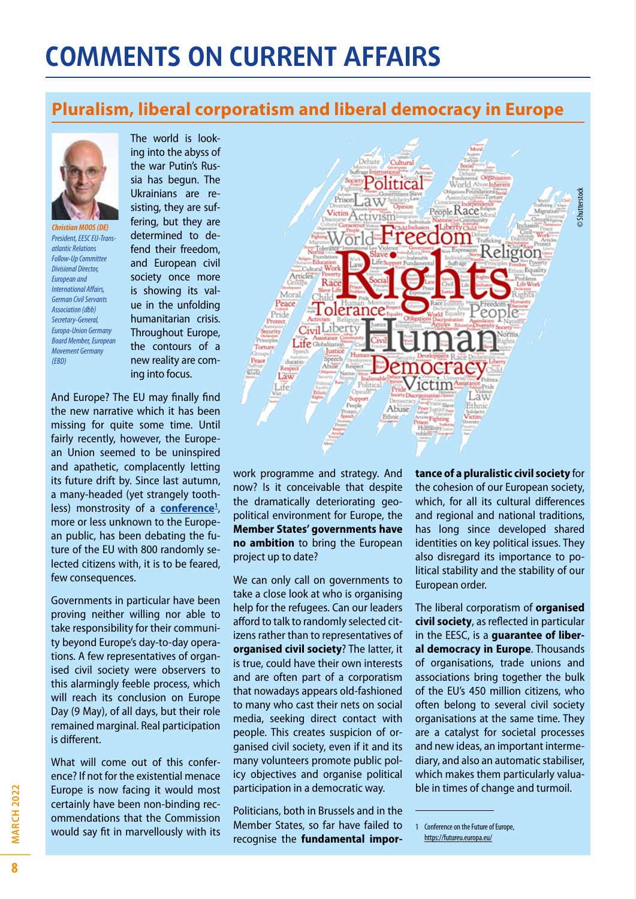# COMMENTS ON CURRENT AFFAIRS

## Pluralism, liberal corporatism and liberal democracy in Europe

*Christian MOOS (DE)*
*President, EESC EU-Transatlantic Relations Follow-Up Committee*
*Divisional Director, European and International Affairs, German Civil Servants Association (dbb)*
*Secretary-General, Europa-Union Germany*
*Board Member, European Movement Germany (EBD)*

The world is looking into the abyss of the war Putin's Russia has begun. The Ukrainians are resisting, they are suffering, but they are determined to defend their freedom, and European civil society once more is showing its value in the unfolding humanitarian crisis. Throughout Europe, the contours of a new reality are coming into focus.

And Europe? The EU may finally find the new narrative which it has been missing for quite some time. Until fairly recently, however, the European Union seemed to be uninspired and apathetic, complacently letting its future drift by. Since last autumn, a many-headed (yet strangely toothless) monstrosity of a **conference**[1], more or less unknown to the European public, has been debating the future of the EU with 800 randomly selected citizens with, it is to be feared, few consequences.

Governments in particular have been proving neither willing nor able to take responsibility for their community beyond Europe's day-to-day operations. A few representatives of organised civil society were observers to this alarmingly feeble process, which will reach its conclusion on Europe Day (9 May), of all days, but their role remained marginal. Real participation is different.

What will come out of this conference? If not for the existential menace Europe is now facing it would most certainly have been non-binding recommendations that the Commission would say fit in marvellously with its work programme and strategy. And now? Is it conceivable that despite the dramatically deteriorating geopolitical environment for Europe, the **Member States' governments have no ambition** to bring the European project up to date?

We can only call on governments to take a close look at who is organising help for the refugees. Can our leaders afford to talk to randomly selected citizens rather than to representatives of **organised civil society**? The latter, it is true, could have their own interests and are often part of a corporatism that nowadays appears old-fashioned to many who cast their nets on social media, seeking direct contact with people. This creates suspicion of organised civil society, even if it and its many volunteers promote public policy objectives and organise political participation in a democratic way.

Politicians, both in Brussels and in the Member States, so far have failed to recognise the **fundamental importance of a pluralistic civil society** for the cohesion of our European society, which, for all its cultural differences and regional and national traditions, has long since developed shared identities on key political issues. They also disregard its importance to political stability and the stability of our European order.

The liberal corporatism of **organised civil society**, as reflected in particular in the EESC, is a **guarantee of liberal democracy in Europe**. Thousands of organisations, trade unions and associations bring together the bulk of the EU's 450 million citizens, who often belong to several civil society organisations at the same time. They are a catalyst for societal processes and new ideas, an important intermediary, and also an automatic stabiliser, which makes them particularly valuable in times of change and turmoil.

1 Conference on the Future of Europe, https://futureu.europa.eu/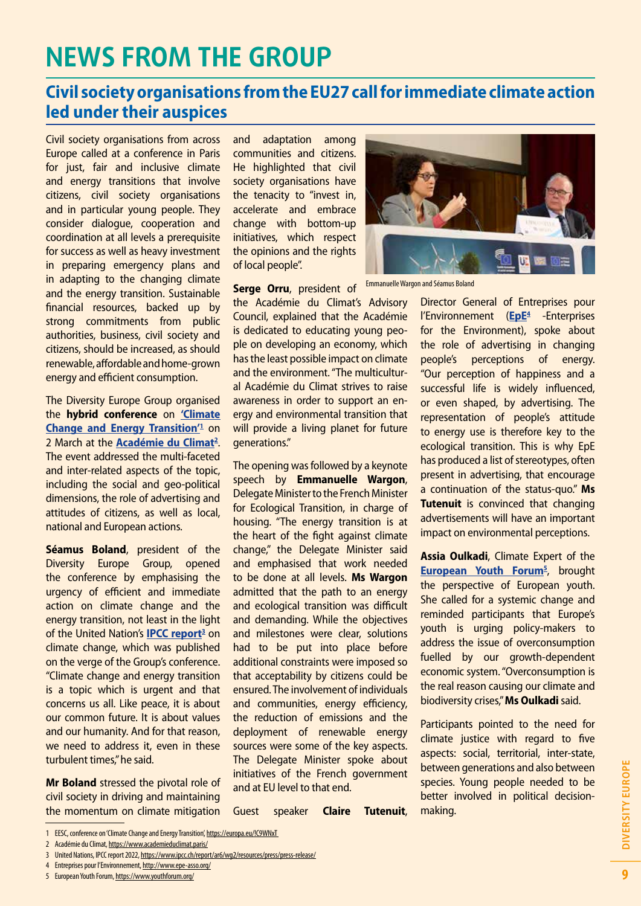# NEWS FROM THE GROUP

## Civil society organisations from the EU27 call for immediate climate action led under their auspices

Civil society organisations from across Europe called at a conference in Paris for just, fair and inclusive climate and energy transitions that involve citizens, civil society organisations and in particular young people. They consider dialogue, cooperation and coordination at all levels a prerequisite for success as well as heavy investment in preparing emergency plans and in adapting to the changing climate and the energy transition. Sustainable financial resources, backed up by strong commitments from public authorities, business, civil society and citizens, should be increased, as should renewable, affordable and home-grown energy and efficient consumption.

The Diversity Europe Group organised the **hybrid conference** on **'Climate Change and Energy Transition'**[1] on 2 March at the **Académie du Climat**[2]. The event addressed the multi-faceted and inter-related aspects of the topic, including the social and geo-political dimensions, the role of advertising and attitudes of citizens, as well as local, national and European actions.

**Séamus Boland**, president of the Diversity Europe Group, opened the conference by emphasising the urgency of efficient and immediate action on climate change and the energy transition, not least in the light of the United Nation's **IPCC report**[3] on climate change, which was published on the verge of the Group's conference. "Climate change and energy transition is a topic which is urgent and that concerns us all. Like peace, it is about our common future. It is about values and our humanity. And for that reason, we need to address it, even in these turbulent times," he said.

**Mr Boland** stressed the pivotal role of civil society in driving and maintaining the momentum on climate mitigation and adaptation among communities and citizens. He highlighted that civil society organisations have the tenacity to "invest in, accelerate and embrace change with bottom-up initiatives, which respect the opinions and the rights of local people".

Emmanuelle Wargon and Séamus Boland

**Serge Orru**, president of the Académie du Climat's Advisory Council, explained that the Académie is dedicated to educating young people on developing an economy, which has the least possible impact on climate and the environment. "The multicultural Académie du Climat strives to raise awareness in order to support an energy and environmental transition that will provide a living planet for future generations."

The opening was followed by a keynote speech by **Emmanuelle Wargon**, Delegate Minister to the French Minister for Ecological Transition, in charge of housing. "The energy transition is at the heart of the fight against climate change," the Delegate Minister said and emphasised that work needed to be done at all levels. **Ms Wargon** admitted that the path to an energy and ecological transition was difficult and demanding. While the objectives and milestones were clear, solutions had to be put into place before additional constraints were imposed so that acceptability by citizens could be ensured. The involvement of individuals and communities, energy efficiency, the reduction of emissions and the deployment of renewable energy sources were some of the key aspects. The Delegate Minister spoke about initiatives of the French government and at EU level to that end.

Guest speaker **Claire Tutenuit**, Director General of Entreprises pour l'Environnement (**EpE**[4] -Enterprises for the Environment), spoke about the role of advertising in changing people's perceptions of energy. "Our perception of happiness and a successful life is widely influenced, or even shaped, by advertising. The representation of people's attitude to energy use is therefore key to the ecological transition. This is why EpE has produced a list of stereotypes, often present in advertising, that encourage a continuation of the status-quo." **Ms Tutenuit** is convinced that changing advertisements will have an important impact on environmental perceptions.

**Assia Oulkadi**, Climate Expert of the **European Youth Forum**[5], brought the perspective of European youth. She called for a systemic change and reminded participants that Europe's youth is urging policy-makers to address the issue of overconsumption fuelled by our growth-dependent economic system. "Overconsumption is the real reason causing our climate and biodiversity crises," **Ms Oulkadi** said.

Participants pointed to the need for climate justice with regard to five aspects: social, territorial, inter-state, between generations and also between species. Young people needed to be better involved in political decision-making.

---

1 EESC, conference on 'Climate Change and Energy Transition', https://europa.eu/!C9WNxT
2 Académie du Climat, https://www.academieduclimat.paris/
3 United Nations, IPCC report 2022, https://www.ipcc.ch/report/ar6/wg2/resources/press/press-release/
4 Entreprises pour l'Environnement, http://www.epe-asso.org/
5 European Youth Forum, https://www.youthforum.org/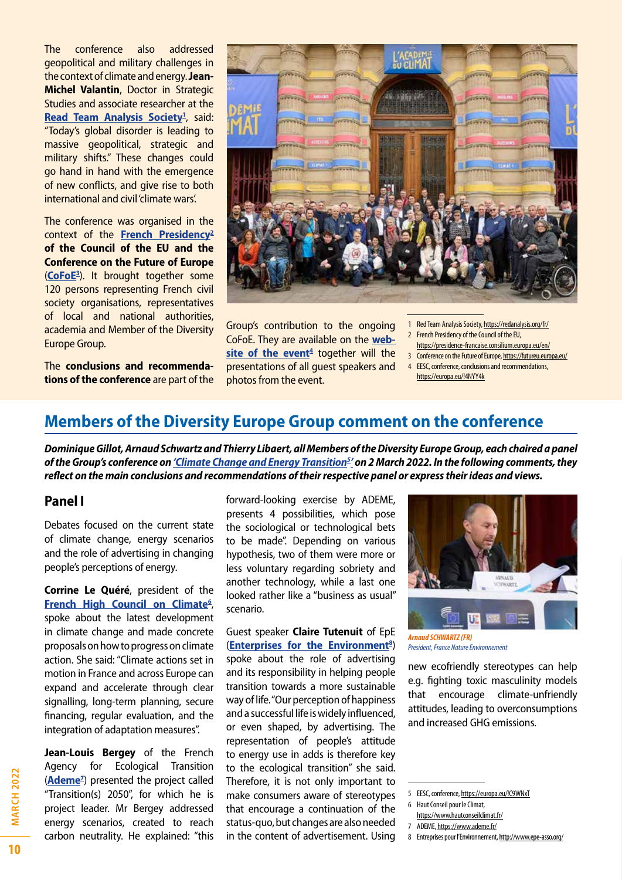The conference also addressed geopolitical and military challenges in the context of climate and energy. **Jean-Michel Valantin**, Doctor in Strategic Studies and associate researcher at the **Read Team Analysis Society**[1], said: "Today's global disorder is leading to massive geopolitical, strategic and military shifts." These changes could go hand in hand with the emergence of new conflicts, and give rise to both international and civil 'climate wars'.

The conference was organised in the context of the **French Presidency**[2] **of the Council of the EU and the Conference on the Future of Europe** (**CoFoE**[3]). It brought together some 120 persons representing French civil society organisations, representatives of local and national authorities, academia and Member of the Diversity Europe Group.

The **conclusions and recommendations of the conference** are part of the Group's contribution to the ongoing CoFoE. They are available on the **website of the event**[4] together will the presentations of all guest speakers and photos from the event.

1 Red Team Analysis Society, https://redanalysis.org/fr/
2 French Presidency of the Council of the EU, https://presidence-francaise.consilium.europa.eu/en/
3 Conference on the Future of Europe, https://futureu.europa.eu/
4 EESC, conference, conclusions and recommendations, https://europa.eu/!4NYY4k

## Members of the Diversity Europe Group comment on the conference

***Dominique Gillot, Arnaud Schwartz and Thierry Libaert, all Members of the Diversity Europe Group, each chaired a panel of the Group's conference on 'Climate Change and Energy Transition[5]' on 2 March 2022. In the following comments, they reflect on the main conclusions and recommendations of their respective panel or express their ideas and views.***

### Panel I

Debates focused on the current state of climate change, energy scenarios and the role of advertising in changing people's perceptions of energy.

**Corrine Le Quéré**, president of the **French High Council on Climate**[6], spoke about the latest development in climate change and made concrete proposals on how to progress on climate action. She said: "Climate actions set in motion in France and across Europe can expand and accelerate through clear signalling, long-term planning, secure financing, regular evaluation, and the integration of adaptation measures".

**Jean-Louis Bergey** of the French Agency for Ecological Transition (**Ademe**[7]) presented the project called "Transition(s) 2050", for which he is project leader. Mr Bergey addressed energy scenarios, created to reach carbon neutrality. He explained: "this forward-looking exercise by ADEME, presents 4 possibilities, which pose the sociological or technological bets to be made". Depending on various hypothesis, two of them were more or less voluntary regarding sobriety and another technology, while a last one looked rather like a "business as usual" scenario.

Guest speaker **Claire Tutenuit** of EpE (**Enterprises for the Environment**[8]) spoke about the role of advertising and its responsibility in helping people transition towards a more sustainable way of life. "Our perception of happiness and a successful life is widely influenced, or even shaped, by advertising. The representation of people's attitude to energy use in adds is therefore key to the ecological transition" she said. Therefore, it is not only important to make consumers aware of stereotypes that encourage a continuation of the status-quo, but changes are also needed in the content of advertisement. Using new ecofriendly stereotypes can help e.g. fighting toxic masculinity models that encourage climate-unfriendly attitudes, leading to overconsumptions and increased GHG emissions.

*Arnaud SCHWARTZ (FR)*
*President, France Nature Environnement*

5 EESC, conference, https://europa.eu/!C9WNxT
6 Haut Conseil pour le Climat, https://www.hautconseilclimat.fr/
7 ADEME, https://www.ademe.fr/
8 Entreprises pour l'Environnement, http://www.epe-asso.org/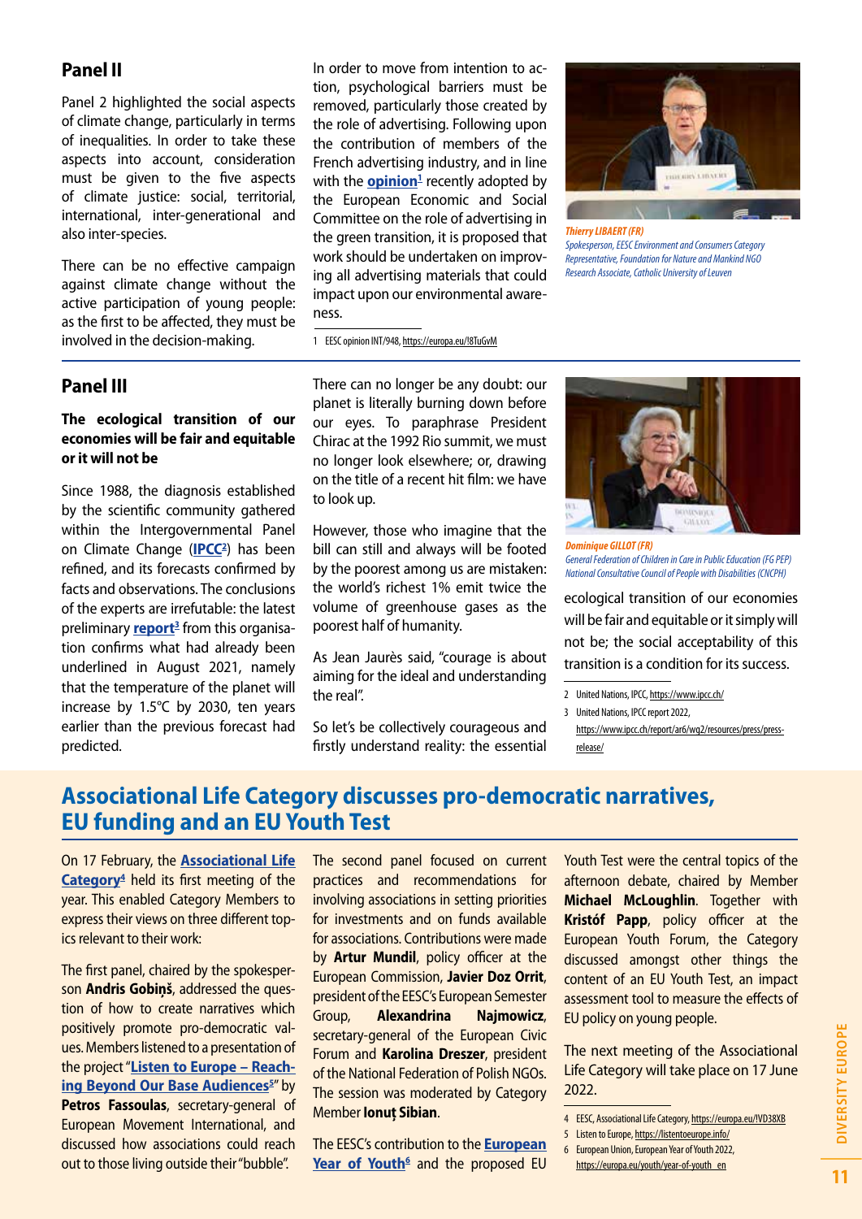## Panel II

Panel 2 highlighted the social aspects of climate change, particularly in terms of inequalities. In order to take these aspects into account, consideration must be given to the five aspects of climate justice: social, territorial, international, inter-generational and also inter-species.

There can be no effective campaign against climate change without the active participation of young people: as the first to be affected, they must be involved in the decision-making.

In order to move from intention to action, psychological barriers must be removed, particularly those created by the role of advertising. Following upon the contribution of members of the French advertising industry, and in line with the **opinion**[1] recently adopted by the European Economic and Social Committee on the role of advertising in the green transition, it is proposed that work should be undertaken on improving all advertising materials that could impact upon our environmental awareness.

1 EESC opinion INT/948, https://europa.eu/!8TuGvM

*Thierry LIBAERT (FR)*
*Spokesperson, EESC Environment and Consumers Category*
*Representative, Foundation for Nature and Mankind NGO*
*Research Associate, Catholic University of Leuven*

## Panel III

**The ecological transition of our economies will be fair and equitable or it will not be**

Since 1988, the diagnosis established by the scientific community gathered within the Intergovernmental Panel on Climate Change (**IPCC**[2]) has been refined, and its forecasts confirmed by facts and observations. The conclusions of the experts are irrefutable: the latest preliminary **report**[3] from this organisation confirms what had already been underlined in August 2021, namely that the temperature of the planet will increase by 1.5°C by 2030, ten years earlier than the previous forecast had predicted.

There can no longer be any doubt: our planet is literally burning down before our eyes. To paraphrase President Chirac at the 1992 Rio summit, we must no longer look elsewhere; or, drawing on the title of a recent hit film: we have to look up.

However, those who imagine that the bill can still and always will be footed by the poorest among us are mistaken: the world's richest 1% emit twice the volume of greenhouse gases as the poorest half of humanity.

As Jean Jaurès said, "courage is about aiming for the ideal and understanding the real".

So let's be collectively courageous and firstly understand reality: the essential ecological transition of our economies will be fair and equitable or it simply will not be; the social acceptability of this transition is a condition for its success.

*Dominique GILLOT (FR)*
*General Federation of Children in Care in Public Education (FG PEP)*
*National Consultative Council of People with Disabilities (CNCPH)*

2 United Nations, IPCC, https://www.ipcc.ch/

3 United Nations, IPCC report 2022, https://www.ipcc.ch/report/ar6/wg2/resources/press/press-release/

# Associational Life Category discusses pro-democratic narratives, EU funding and an EU Youth Test

On 17 February, the **Associational Life Category**[4] held its first meeting of the year. This enabled Category Members to express their views on three different topics relevant to their work:

The first panel, chaired by the spokesperson **Andris Gobiņš**, addressed the question of how to create narratives which positively promote pro-democratic values. Members listened to a presentation of the project "**Listen to Europe – Reaching Beyond Our Base Audiences**[5]" by **Petros Fassoulas**, secretary-general of European Movement International, and discussed how associations could reach out to those living outside their "bubble".

The second panel focused on current practices and recommendations for involving associations in setting priorities for investments and on funds available for associations. Contributions were made by **Artur Mundil**, policy officer at the European Commission, **Javier Doz Orrit**, president of the EESC's European Semester Group, **Alexandrina Najmowicz**, secretary-general of the European Civic Forum and **Karolina Dreszer**, president of the National Federation of Polish NGOs. The session was moderated by Category Member **Ionuț Sibian**.

The EESC's contribution to the **European Year of Youth**[6] and the proposed EU Youth Test were the central topics of the afternoon debate, chaired by Member **Michael McLoughlin**. Together with **Kristóf Papp**, policy officer at the European Youth Forum, the Category discussed amongst other things the content of an EU Youth Test, an impact assessment tool to measure the effects of EU policy on young people.

The next meeting of the Associational Life Category will take place on 17 June 2022.

4 EESC, Associational Life Category, https://europa.eu/!VD38XB

5 Listen to Europe, https://listentoeurope.info/

6 European Union, European Year of Youth 2022, https://europa.eu/youth/year-of-youth_en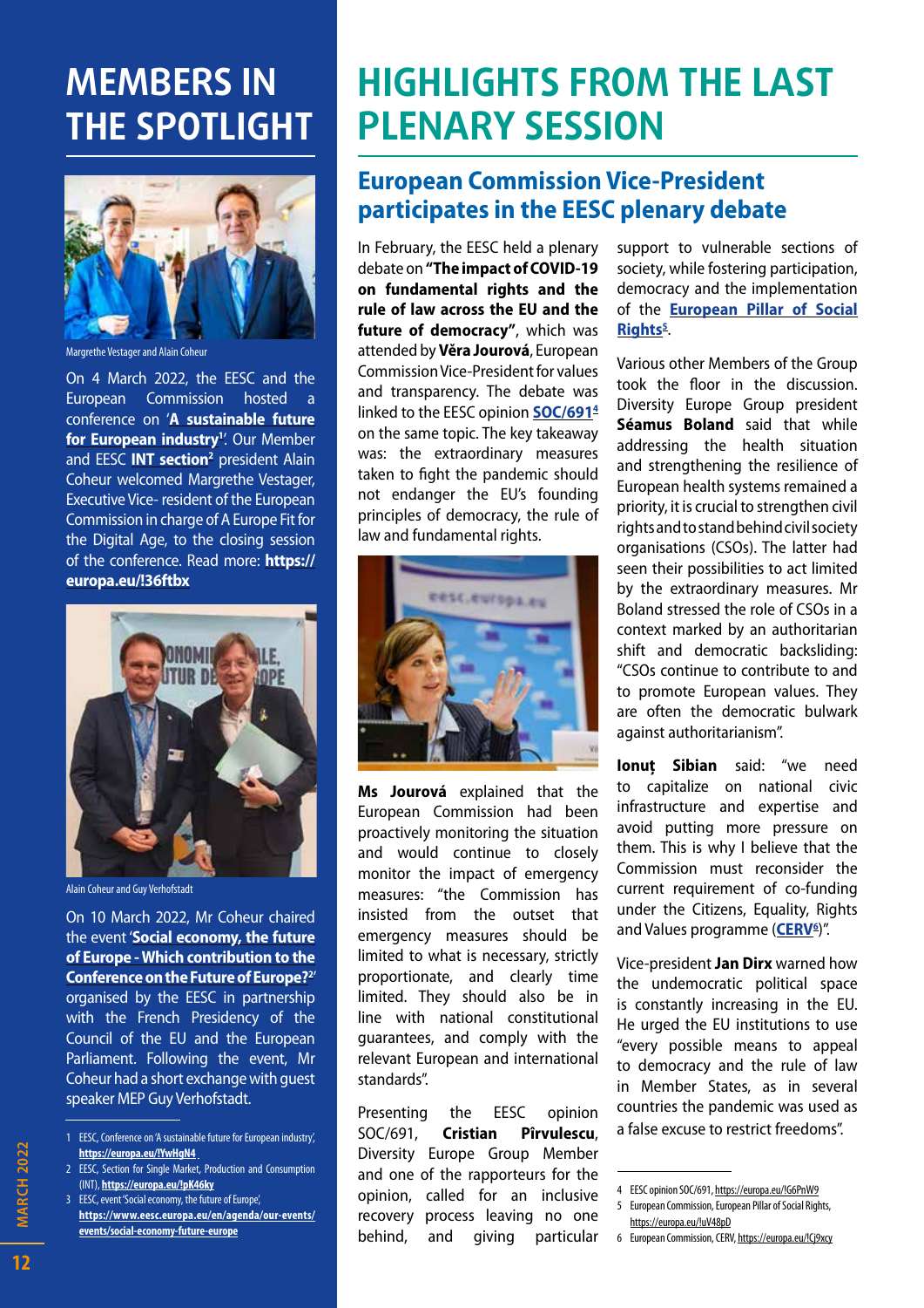# MEMBERS IN THE SPOTLIGHT

Margrethe Vestager and Alain Coheur

On 4 March 2022, the EESC and the European Commission hosted a conference on '**A sustainable future for European industry**[1]'. Our Member and EESC **INT section**[2] president Alain Coheur welcomed Margrethe Vestager, Executive Vice- resident of the European Commission in charge of A Europe Fit for the Digital Age, to the closing session of the conference. Read more: **https://europa.eu/!36ftbx**

Alain Coheur and Guy Verhofstadt

On 10 March 2022, Mr Coheur chaired the event '**Social economy, the future of Europe - Which contribution to the Conference on the Future of Europe?**[3]' organised by the EESC in partnership with the French Presidency of the Council of the EU and the European Parliament. Following the event, Mr Coheur had a short exchange with guest speaker MEP Guy Verhofstadt.

1 EESC, Conference on 'A sustainable future for European industry', **https://europa.eu/!YwHgN4**
2 EESC, Section for Single Market, Production and Consumption (INT), **https://europa.eu/!pK46ky**
3 EESC, event 'Social economy, the future of Europe', **https://www.eesc.europa.eu/en/agenda/our-events/events/social-economy-future-europe**

# HIGHLIGHTS FROM THE LAST PLENARY SESSION

## European Commission Vice-President participates in the EESC plenary debate

In February, the EESC held a plenary debate on **"The impact of COVID-19 on fundamental rights and the rule of law across the EU and the future of democracy"**, which was attended by **Věra Jourová**, European Commission Vice-President for values and transparency. The debate was linked to the EESC opinion **SOC/691**[4] on the same topic. The key takeaway was: the extraordinary measures taken to fight the pandemic should not endanger the EU's founding principles of democracy, the rule of law and fundamental rights.

**Ms Jourová** explained that the European Commission had been proactively monitoring the situation and would continue to closely monitor the impact of emergency measures: "the Commission has insisted from the outset that emergency measures should be limited to what is necessary, strictly proportionate, and clearly time limited. They should also be in line with national constitutional guarantees, and comply with the relevant European and international standards".

Presenting the EESC opinion SOC/691, **Cristian Pîrvulescu**, Diversity Europe Group Member and one of the rapporteurs for the opinion, called for an inclusive recovery process leaving no one behind, and giving particular support to vulnerable sections of society, while fostering participation, democracy and the implementation of the **European Pillar of Social Rights**[5].

Various other Members of the Group took the floor in the discussion. Diversity Europe Group president **Séamus Boland** said that while addressing the health situation and strengthening the resilience of European health systems remained a priority, it is crucial to strengthen civil rights and to stand behind civil society organisations (CSOs). The latter had seen their possibilities to act limited by the extraordinary measures. Mr Boland stressed the role of CSOs in a context marked by an authoritarian shift and democratic backsliding: "CSOs continue to contribute to and to promote European values. They are often the democratic bulwark against authoritarianism".

**Ionuț Sibian** said: "we need to capitalize on national civic infrastructure and expertise and avoid putting more pressure on them. This is why I believe that the Commission must reconsider the current requirement of co-funding under the Citizens, Equality, Rights and Values programme (**CERV**[6])".

Vice-president **Jan Dirx** warned how the undemocratic political space is constantly increasing in the EU. He urged the EU institutions to use "every possible means to appeal to democracy and the rule of law in Member States, as in several countries the pandemic was used as a false excuse to restrict freedoms".

4 EESC opinion SOC/691, https://europa.eu/!G6PnW9
5 European Commission, European Pillar of Social Rights, https://europa.eu/!uV48pD
6 European Commission, CERV, https://europa.eu/!Cj9xcy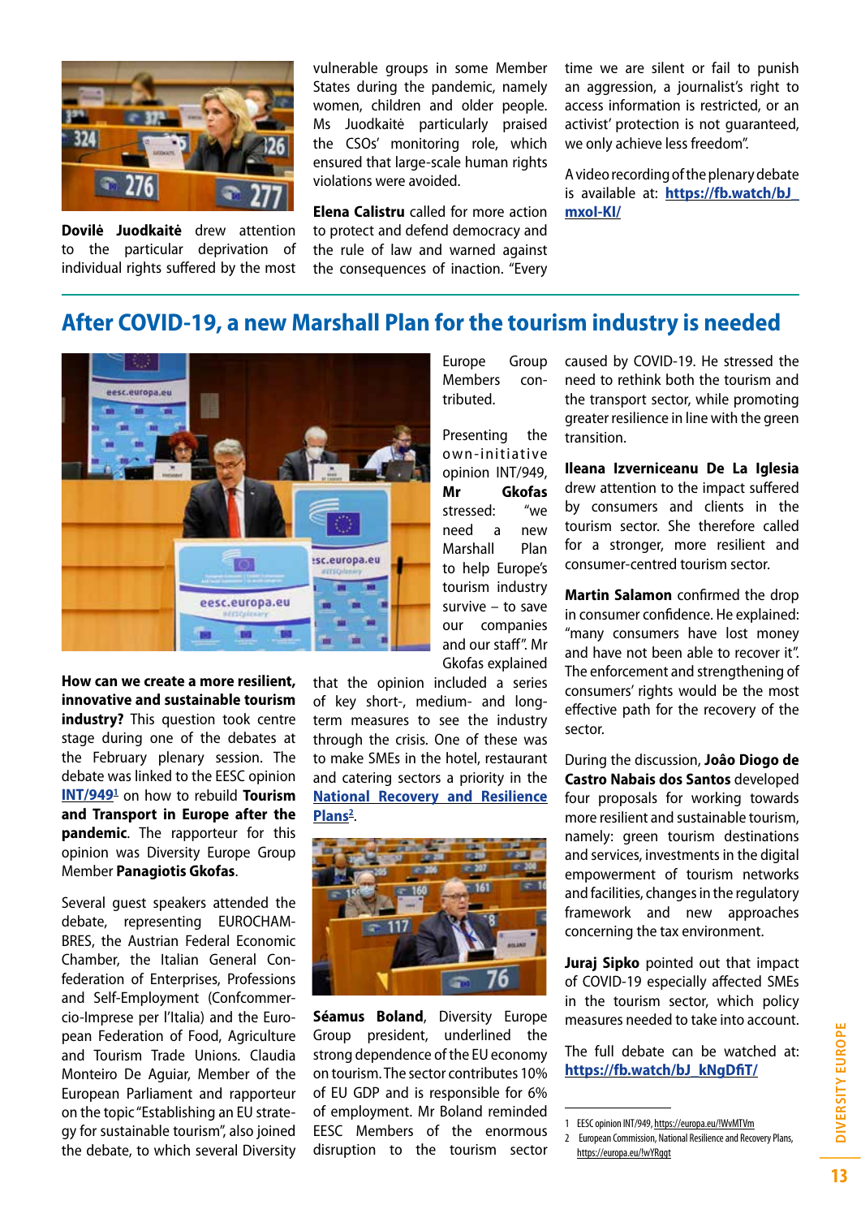**Dovilė Juodkaitė** drew attention to the particular deprivation of individual rights suffered by the most vulnerable groups in some Member States during the pandemic, namely women, children and older people. Ms Juodkaitė particularly praised the CSOs' monitoring role, which ensured that large-scale human rights violations were avoided.

**Elena Calistru** called for more action to protect and defend democracy and the rule of law and warned against the consequences of inaction. "Every time we are silent or fail to punish an aggression, a journalist's right to access information is restricted, or an activist' protection is not guaranteed, we only achieve less freedom".

A video recording of the plenary debate is available at: **https://fb.watch/bJ_mxol-KI/**

## After COVID-19, a new Marshall Plan for the tourism industry is needed

**How can we create a more resilient, innovative and sustainable tourism industry?** This question took centre stage during one of the debates at the February plenary session. The debate was linked to the EESC opinion **INT/949**[1] on how to rebuild **Tourism and Transport in Europe after the pandemic**. The rapporteur for this opinion was Diversity Europe Group Member **Panagiotis Gkofas**.

Several guest speakers attended the debate, representing EUROCHAMBRES, the Austrian Federal Economic Chamber, the Italian General Confederation of Enterprises, Professions and Self-Employment (Confcommercio-Imprese per l'Italia) and the European Federation of Food, Agriculture and Tourism Trade Unions. Claudia Monteiro De Aguiar, Member of the European Parliament and rapporteur on the topic "Establishing an EU strategy for sustainable tourism", also joined the debate, to which several Diversity Europe Group Members contributed.

Presenting the own-initiative opinion INT/949, **Mr Gkofas** stressed: "we need a new Marshall Plan to help Europe's tourism industry survive – to save our companies and our staff". Mr Gkofas explained that the opinion included a series of key short-, medium- and long-term measures to see the industry through the crisis. One of these was to make SMEs in the hotel, restaurant and catering sectors a priority in the **National Recovery and Resilience Plans**[2].

**Séamus Boland**, Diversity Europe Group president, underlined the strong dependence of the EU economy on tourism. The sector contributes 10% of EU GDP and is responsible for 6% of employment. Mr Boland reminded EESC Members of the enormous disruption to the tourism sector caused by COVID-19. He stressed the need to rethink both the tourism and the transport sector, while promoting greater resilience in line with the green transition.

**Ileana Izverniceanu De La Iglesia** drew attention to the impact suffered by consumers and clients in the tourism sector. She therefore called for a stronger, more resilient and consumer-centred tourism sector.

**Martin Salamon** confirmed the drop in consumer confidence. He explained: "many consumers have lost money and have not been able to recover it". The enforcement and strengthening of consumers' rights would be the most effective path for the recovery of the sector.

During the discussion, **João Diogo de Castro Nabais dos Santos** developed four proposals for working towards more resilient and sustainable tourism, namely: green tourism destinations and services, investments in the digital empowerment of tourism networks and facilities, changes in the regulatory framework and new approaches concerning the tax environment.

**Juraj Sipko** pointed out that impact of COVID-19 especially affected SMEs in the tourism sector, which policy measures needed to take into account.

The full debate can be watched at: **https://fb.watch/bJ_kNgDfiT/**

---

1 EESC opinion INT/949, https://europa.eu/!WvMTVm

2 European Commission, National Resilience and Recovery Plans, https://europa.eu/!wYRgqt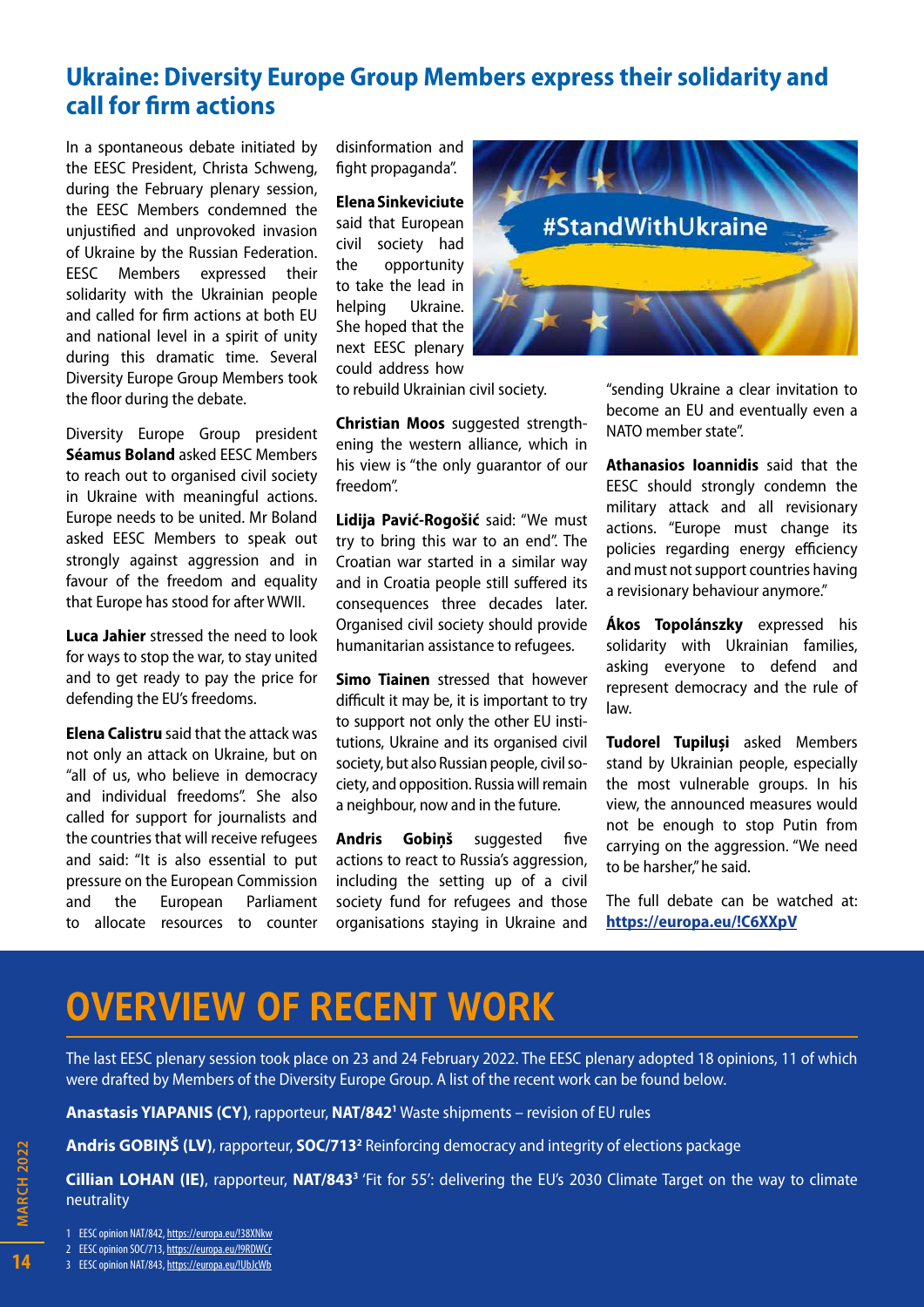## Ukraine: Diversity Europe Group Members express their solidarity and call for firm actions

In a spontaneous debate initiated by the EESC President, Christa Schweng, during the February plenary session, the EESC Members condemned the unjustified and unprovoked invasion of Ukraine by the Russian Federation. EESC Members expressed their solidarity with the Ukrainian people and called for firm actions at both EU and national level in a spirit of unity during this dramatic time. Several Diversity Europe Group Members took the floor during the debate.

Diversity Europe Group president **Séamus Boland** asked EESC Members to reach out to organised civil society in Ukraine with meaningful actions. Europe needs to be united. Mr Boland asked EESC Members to speak out strongly against aggression and in favour of the freedom and equality that Europe has stood for after WWII.

**Luca Jahier** stressed the need to look for ways to stop the war, to stay united and to get ready to pay the price for defending the EU's freedoms.

**Elena Calistru** said that the attack was not only an attack on Ukraine, but on "all of us, who believe in democracy and individual freedoms". She also called for support for journalists and the countries that will receive refugees and said: "It is also essential to put pressure on the European Commission and the European Parliament to allocate resources to counter disinformation and fight propaganda".

**Elena Sinkeviciute** said that European civil society had the opportunity to take the lead in helping Ukraine. She hoped that the next EESC plenary could address how to rebuild Ukrainian civil society.

**Christian Moos** suggested strengthening the western alliance, which in his view is "the only guarantor of our freedom".

**Lidija Pavić-Rogošić** said: "We must try to bring this war to an end". The Croatian war started in a similar way and in Croatia people still suffered its consequences three decades later. Organised civil society should provide humanitarian assistance to refugees.

**Simo Tiainen** stressed that however difficult it may be, it is important to try to support not only the other EU institutions, Ukraine and its organised civil society, but also Russian people, civil society, and opposition. Russia will remain a neighbour, now and in the future.

**Andris Gobiņš** suggested five actions to react to Russia's aggression, including the setting up of a civil society fund for refugees and those organisations staying in Ukraine and "sending Ukraine a clear invitation to become an EU and eventually even a NATO member state".

**Athanasios Ioannidis** said that the EESC should strongly condemn the military attack and all revisionary actions. "Europe must change its policies regarding energy efficiency and must not support countries having a revisionary behaviour anymore."

**Ákos Topolánszky** expressed his solidarity with Ukrainian families, asking everyone to defend and represent democracy and the rule of law.

**Tudorel Tupiluși** asked Members stand by Ukrainian people, especially the most vulnerable groups. In his view, the announced measures would not be enough to stop Putin from carrying on the aggression. "We need to be harsher," he said.

The full debate can be watched at: **https://europa.eu/!C6XXpV**

# OVERVIEW OF RECENT WORK

The last EESC plenary session took place on 23 and 24 February 2022. The EESC plenary adopted 18 opinions, 11 of which were drafted by Members of the Diversity Europe Group. A list of the recent work can be found below.

**Anastasis YIAPANIS (CY)**, rapporteur, **NAT/842**[1] Waste shipments – revision of EU rules

**Andris GOBIŅŠ (LV)**, rapporteur, **SOC/713**[2] Reinforcing democracy and integrity of elections package

**Cillian LOHAN (IE)**, rapporteur, **NAT/843**[3] 'Fit for 55': delivering the EU's 2030 Climate Target on the way to climate neutrality

1 EESC opinion NAT/842, https://europa.eu/!38XNkw
2 EESC opinion SOC/713, https://europa.eu/!9RDWCr
3 EESC opinion NAT/843, https://europa.eu/!UbJcWb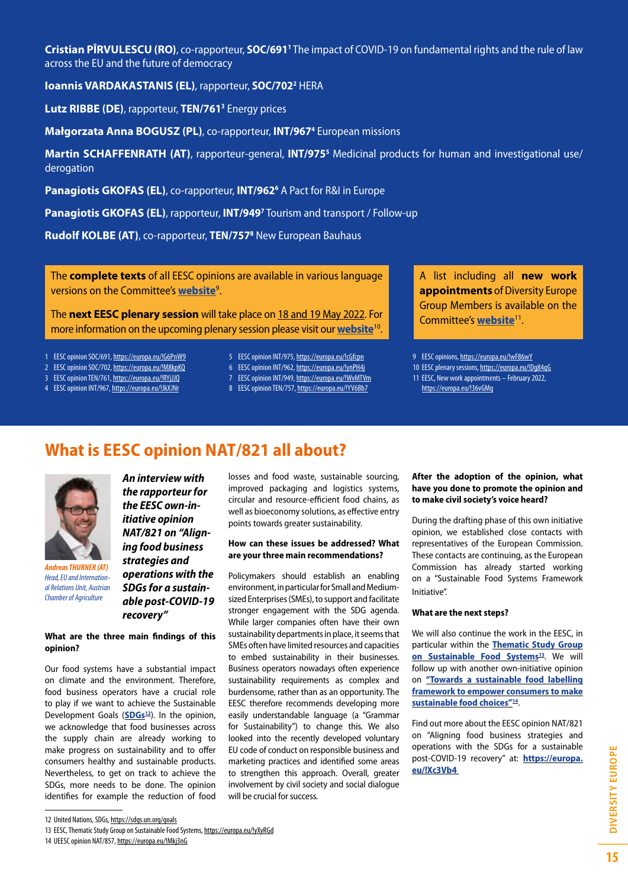**Cristian PÎRVULESCU (RO)**, co-rapporteur, **SOC/691**[1] The impact of COVID-19 on fundamental rights and the rule of law across the EU and the future of democracy

**Ioannis VARDAKASTANIS (EL)**, rapporteur, **SOC/702**[2] HERA

**Lutz RIBBE (DE)**, rapporteur, **TEN/761**[3] Energy prices

**Małgorzata Anna BOGUSZ (PL)**, co-rapporteur, **INT/967**[4] European missions

**Martin SCHAFFENRATH (AT)**, rapporteur-general, **INT/975**[5] Medicinal products for human and investigational use/ derogation

**Panagiotis GKOFAS (EL)**, co-rapporteur, **INT/962**[6] A Pact for R&I in Europe

**Panagiotis GKOFAS (EL)**, rapporteur, **INT/949**[7] Tourism and transport / Follow-up

**Rudolf KOLBE (AT)**, co-rapporteur, **TEN/757**[8] New European Bauhaus

The **complete texts** of all EESC opinions are available in various language versions on the Committee's **website**[9].

The **next EESC plenary session** will take place on 18 and 19 May 2022. For more information on the upcoming plenary session please visit our **website**[10].

A list including all **new work appointments** of Diversity Europe Group Members is available on the Committee's **website**[11].

1 EESC opinion SOC/691, https://europa.eu/!G6PnW9
2 EESC opinion SOC/702, https://europa.eu/!M8kpKQ
3 EESC opinion TEN/761, https://europa.eu/!RYjJJQ
4 EESC opinion INT/967, https://europa.eu/!JkXJNr
5 EESC opinion INT/975, https://europa.eu/!cGfcpn
6 EESC opinion INT/962, https://europa.eu/!ynPH4j
7 EESC opinion INT/949, https://europa.eu/!WvMTVm
8 EESC opinion TEN/757, https://europa.eu/!YV6Bb7
9 EESC opinions, https://europa.eu/!wF86wY
10 EESC plenary sessions, https://europa.eu/!Dg84qG
11 EESC, New work appointments – February 2022, https://europa.eu/!36vGMq

## What is EESC opinion NAT/821 all about?

*Andreas THURNER (AT)*
*Head, EU and International Relations Unit, Austrian Chamber of Agriculture*

***An interview with the rapporteur for the EESC own-initiative opinion NAT/821 on "Aligning food business strategies and operations with the SDGs for a sustainable post-COVID-19 recovery"***

**What are the three main findings of this opinion?**

Our food systems have a substantial impact on climate and the environment. Therefore, food business operators have a crucial role to play if we want to achieve the Sustainable Development Goals (**SDGs**[12]). In the opinion, we acknowledge that food businesses across the supply chain are already working to make progress on sustainability and to offer consumers healthy and sustainable products. Nevertheless, to get on track to achieve the SDGs, more needs to be done. The opinion identifies for example the reduction of food losses and food waste, sustainable sourcing, improved packaging and logistics systems, circular and resource-efficient food chains, as well as bioeconomy solutions, as effective entry points towards greater sustainability.

**How can these issues be addressed? What are your three main recommendations?**

Policymakers should establish an enabling environment, in particular for Small and Medium-sized Enterprises (SMEs), to support and facilitate stronger engagement with the SDG agenda. While larger companies often have their own sustainability departments in place, it seems that SMEs often have limited resources and capacities to embed sustainability in their businesses. Business operators nowadays often experience sustainability requirements as complex and burdensome, rather than as an opportunity. The EESC therefore recommends developing more easily understandable language (a "Grammar for Sustainability") to change this. We also looked into the recently developed voluntary EU code of conduct on responsible business and marketing practices and identified some areas to strengthen this approach. Overall, greater involvement by civil society and social dialogue will be crucial for success.

**After the adoption of the opinion, what have you done to promote the opinion and to make civil society's voice heard?**

During the drafting phase of this own initiative opinion, we established close contacts with representatives of the European Commission. These contacts are continuing, as the European Commission has already started working on a "Sustainable Food Systems Framework Initiative".

**What are the next steps?**

We will also continue the work in the EESC, in particular within the **Thematic Study Group on Sustainable Food Systems**[13]. We will follow up with another own-initiative opinion on **"Towards a sustainable food labelling framework to empower consumers to make sustainable food choices"**[14].

Find out more about the EESC opinion NAT/821 on "Aligning food business strategies and operations with the SDGs for a sustainable post-COVID-19 recovery" at: **https://europa.eu/!Xc3Vb4**

12 United Nations, SDGs, https://sdgs.un.org/goals
13 EESC, Thematic Study Group on Sustainable Food Systems, https://europa.eu/!yXyRGd
14 UEESC opinion NAT/857, https://europa.eu/!Mkj3nG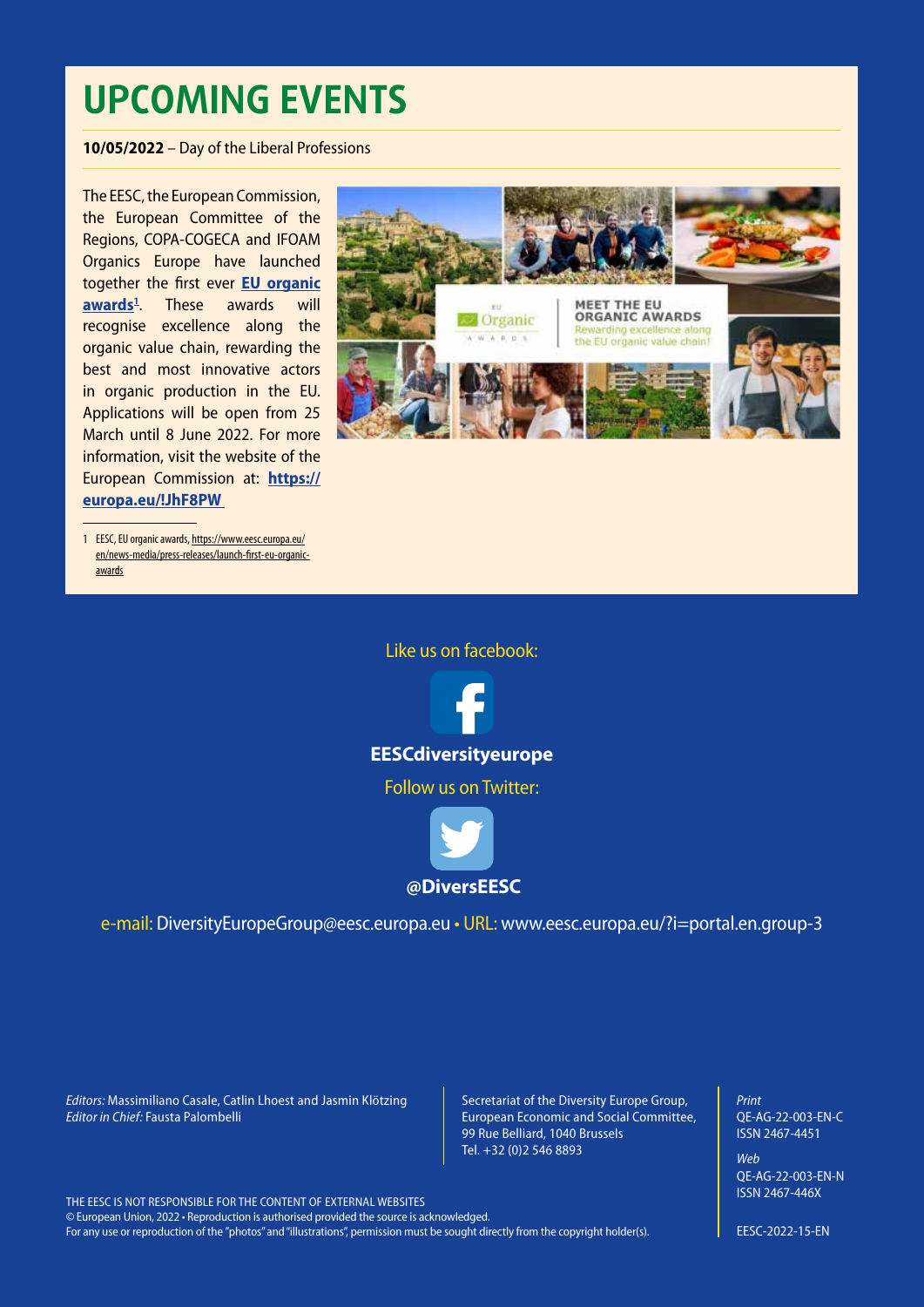# UPCOMING EVENTS

**10/05/2022** – Day of the Liberal Professions

The EESC, the European Commission, the European Committee of the Regions, COPA-COGECA and IFOAM Organics Europe have launched together the first ever **EU organic awards**[1]. These awards will recognise excellence along the organic value chain, rewarding the best and most innovative actors in organic production in the EU. Applications will be open from 25 March until 8 June 2022. For more information, visit the website of the European Commission at: **https://europa.eu/!JhF8PW**

1 EESC, EU organic awards, https://www.eesc.europa.eu/en/news-media/press-releases/launch-first-eu-organic-awards

Like us on facebook:

**EESCdiversityeurope**

Follow us on Twitter:

**@DiversEESC**

e-mail: DiversityEuropeGroup@eesc.europa.eu • URL: www.eesc.europa.eu/?i=portal.en.group-3

*Editors:* Massimiliano Casale, Catlin Lhoest and Jasmin Klötzing
*Editor in Chief:* Fausta Palombelli

Secretariat of the Diversity Europe Group,
European Economic and Social Committee,
99 Rue Belliard, 1040 Brussels
Tel. +32 (0)2 546 8893

*Print*
QE-AG-22-003-EN-C
ISSN 2467-4451

*Web*
QE-AG-22-003-EN-N
ISSN 2467-446X

THE EESC IS NOT RESPONSIBLE FOR THE CONTENT OF EXTERNAL WEBSITES
© European Union, 2022 • Reproduction is authorised provided the source is acknowledged.
For any use or reproduction of the "photos" and "illustrations", permission must be sought directly from the copyright holder(s).

EESC-2022-15-EN